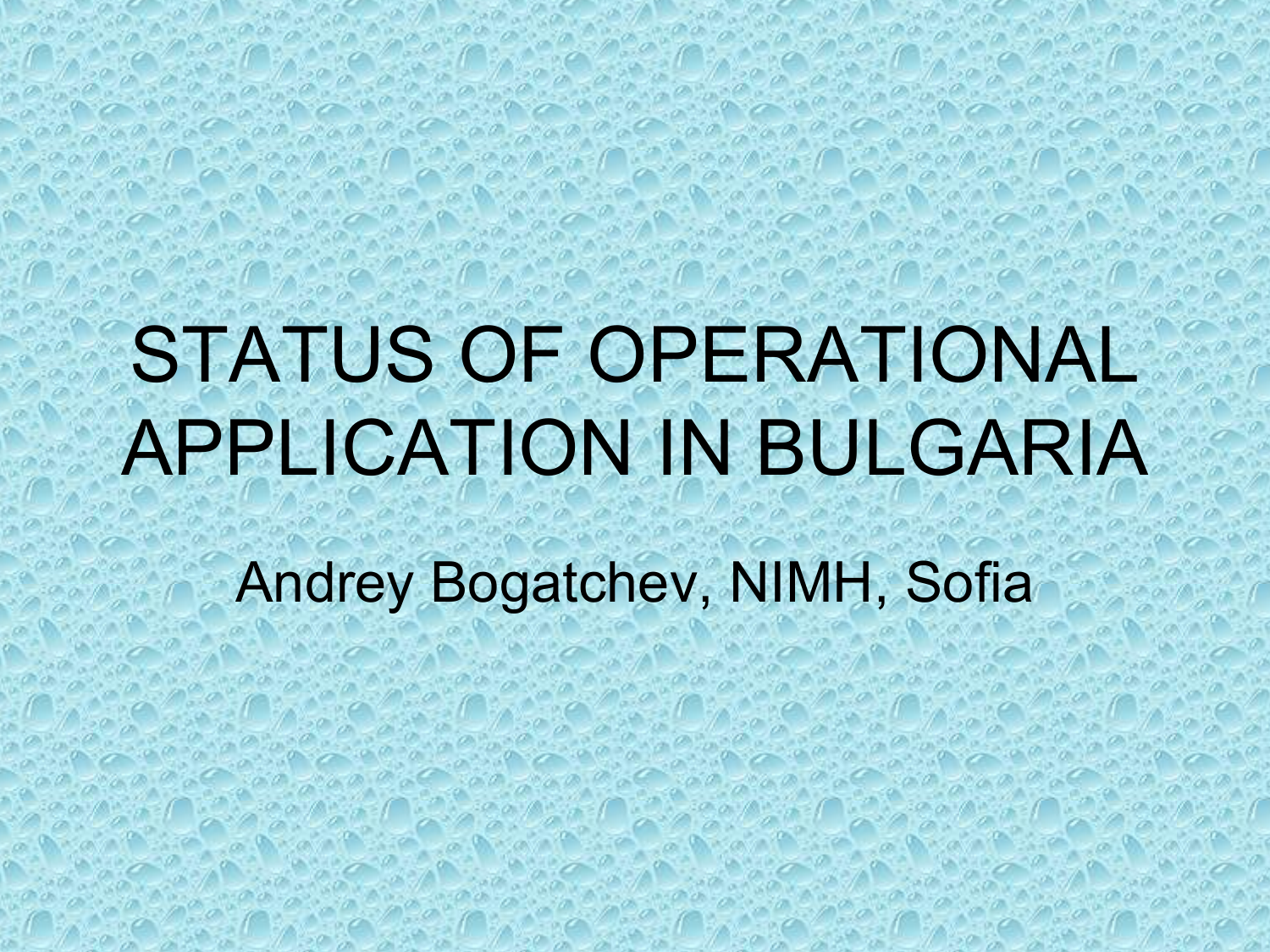# STATUS OF OPERATIONAL APPLICATION IN BULGARIA

Andrey Bogatchev, NIMH, Sofia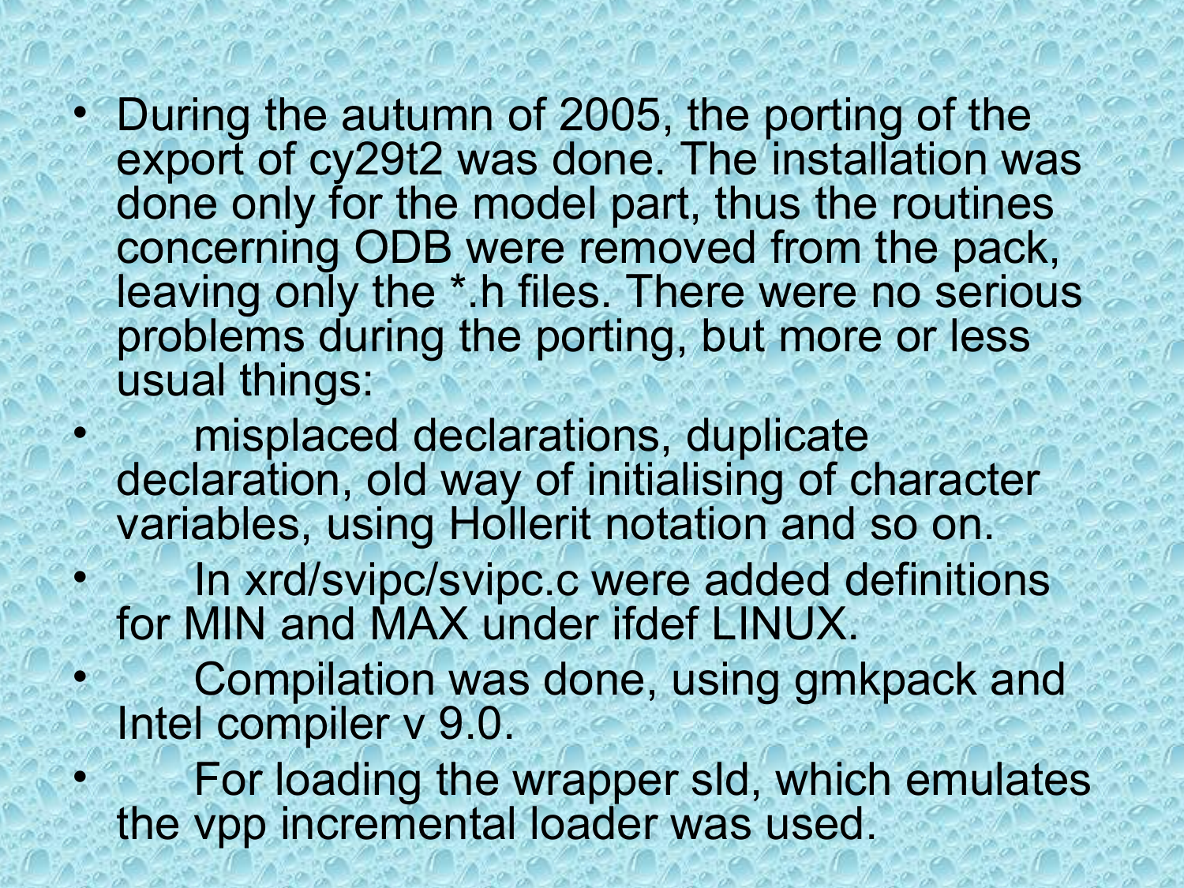- During the autumn of 2005, the porting of the export of cy29t2 was done. The installation was done only for the model part, thus the routines concerning ODB were removed from the pack, leaving only the *.h files. There were no serious problems during the porting, but more or less usual things:
- misplaced declarations, duplicate declaration, old way of initialising of character variables, using Hollerit notation and so on.
- In xrd/svipc/svipc.c were added definitions for MIN and MAX under ifdef LINUX.
- Compilation was done, using gmkpack and Intel compiler v 9.0.
- For loading the wrapper sld, which emulates the vpp incremental loader was used.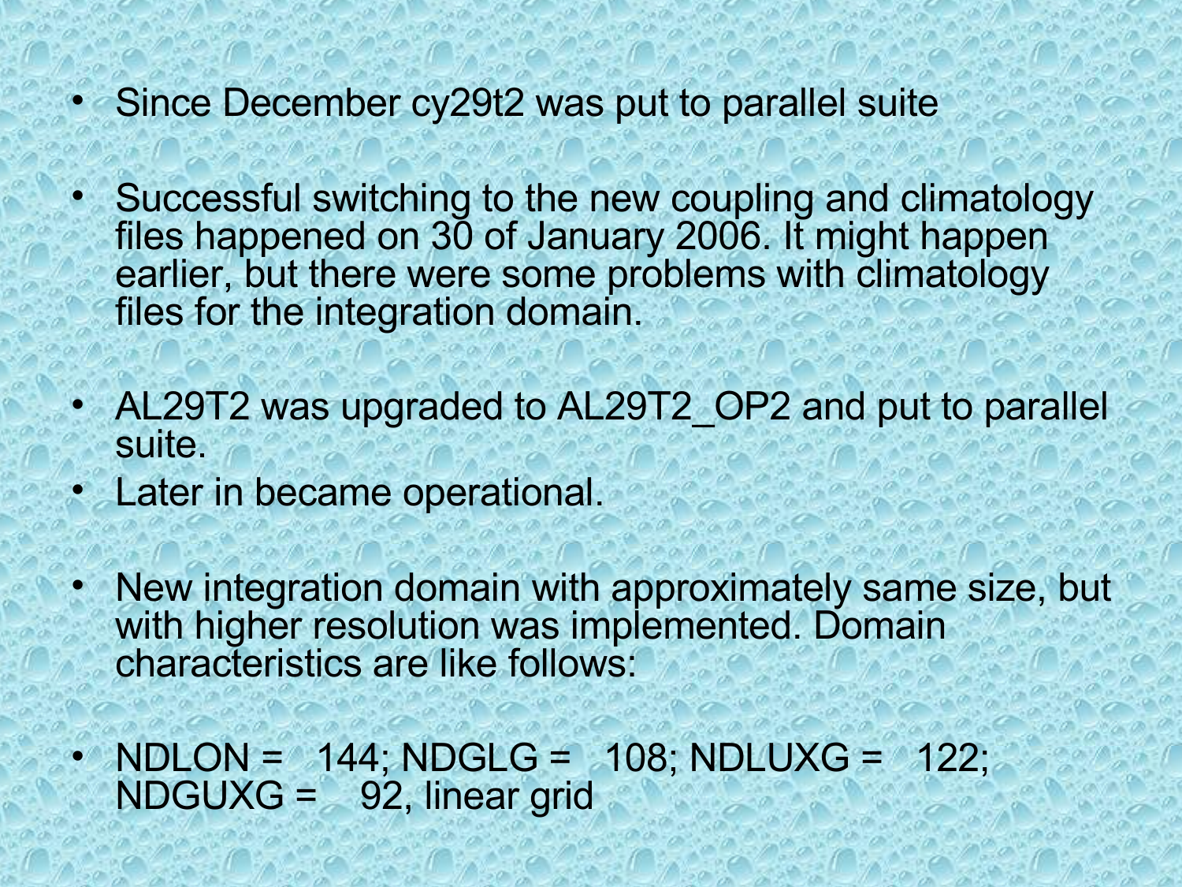- Since December cy29t2 was put to parallel suite

- Successful switching to the new coupling and climatology files happened on 30 of January 2006. It might happen earlier, but there were some problems with climatology files for the integration domain.

- AL29T2 was upgraded to AL29T2_OP2 and put to parallel suite.
- Later in became operational.

- New integration domain with approximately same size, but with higher resolution was implemented. Domain characteristics are like follows:

- NDLON = 144; NDGLG = 108; NDLUXG = 122; NDGUXG = 92, linear grid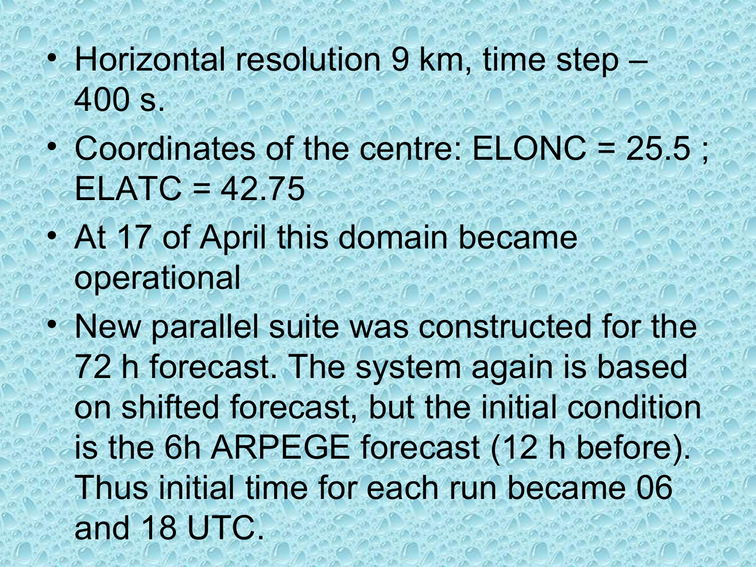- Horizontal resolution 9 km, time step – 400 s.
- Coordinates of the centre: ELONC = 25.5 ; ELATC = 42.75
- At 17 of April this domain became operational
- New parallel suite was constructed for the 72 h forecast. The system again is based on shifted forecast, but the initial condition is the 6h ARPEGE forecast (12 h before). Thus initial time for each run became 06 and 18 UTC.